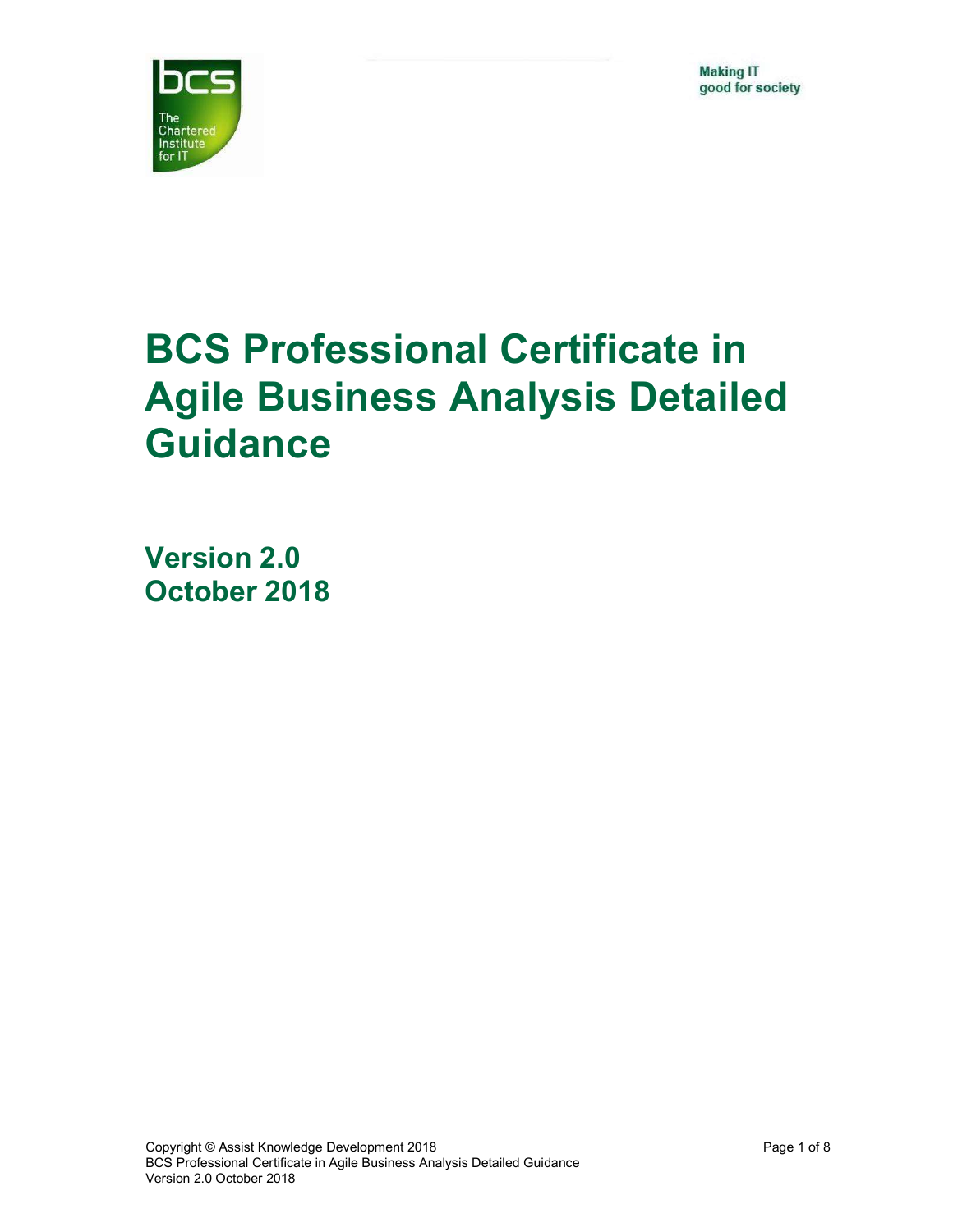Making IT
good for society

# BCS Professional Certificate in Agile Business Analysis Detailed Guidance

## Version 2.0
## October 2018

Copyright © Assist Knowledge Development 2018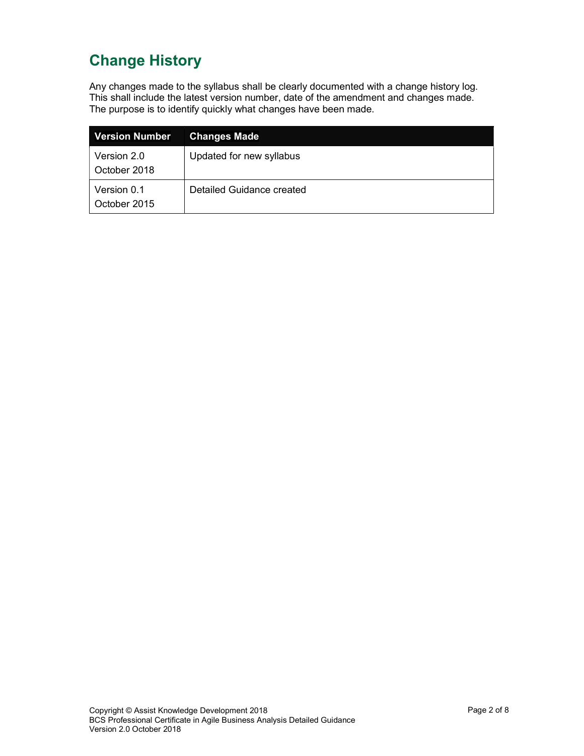# Change History

Any changes made to the syllabus shall be clearly documented with a change history log. This shall include the latest version number, date of the amendment and changes made. The purpose is to identify quickly what changes have been made.

| Version Number | Changes Made |
|---|---|
| Version 2.0<br>October 2018 | Updated for new syllabus |
| Version 0.1<br>October 2015 | Detailed Guidance created |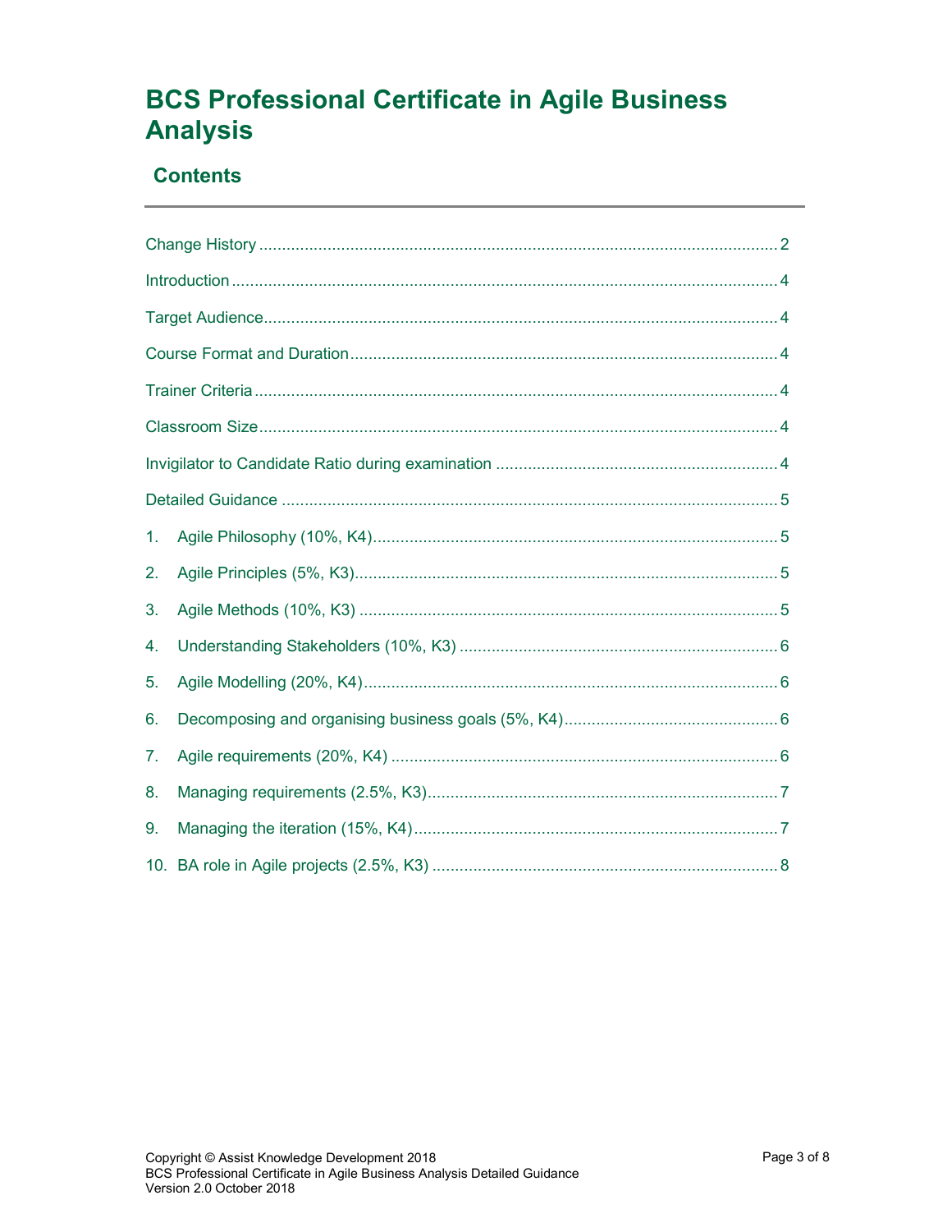# BCS Professional Certificate in Agile Business Analysis

## Contents

Change History ........................................................................ 2

Introduction ........................................................................ 4

Target Audience ........................................................................ 4

Course Format and Duration ........................................................................ 4

Trainer Criteria ........................................................................ 4

Classroom Size ........................................................................ 4

Invigilator to Candidate Ratio during examination ........................................................................ 4

Detailed Guidance ........................................................................ 5

1. Agile Philosophy (10%, K4) ........................................................................ 5
2. Agile Principles (5%, K3) ........................................................................ 5
3. Agile Methods (10%, K3) ........................................................................ 5
4. Understanding Stakeholders (10%, K3) ........................................................................ 6
5. Agile Modelling (20%, K4) ........................................................................ 6
6. Decomposing and organising business goals (5%, K4) ........................................................................ 6
7. Agile requirements (20%, K4) ........................................................................ 6
8. Managing requirements (2.5%, K3) ........................................................................ 7
9. Managing the iteration (15%, K4) ........................................................................ 7
10. BA role in Agile projects (2.5%, K3) ........................................................................ 8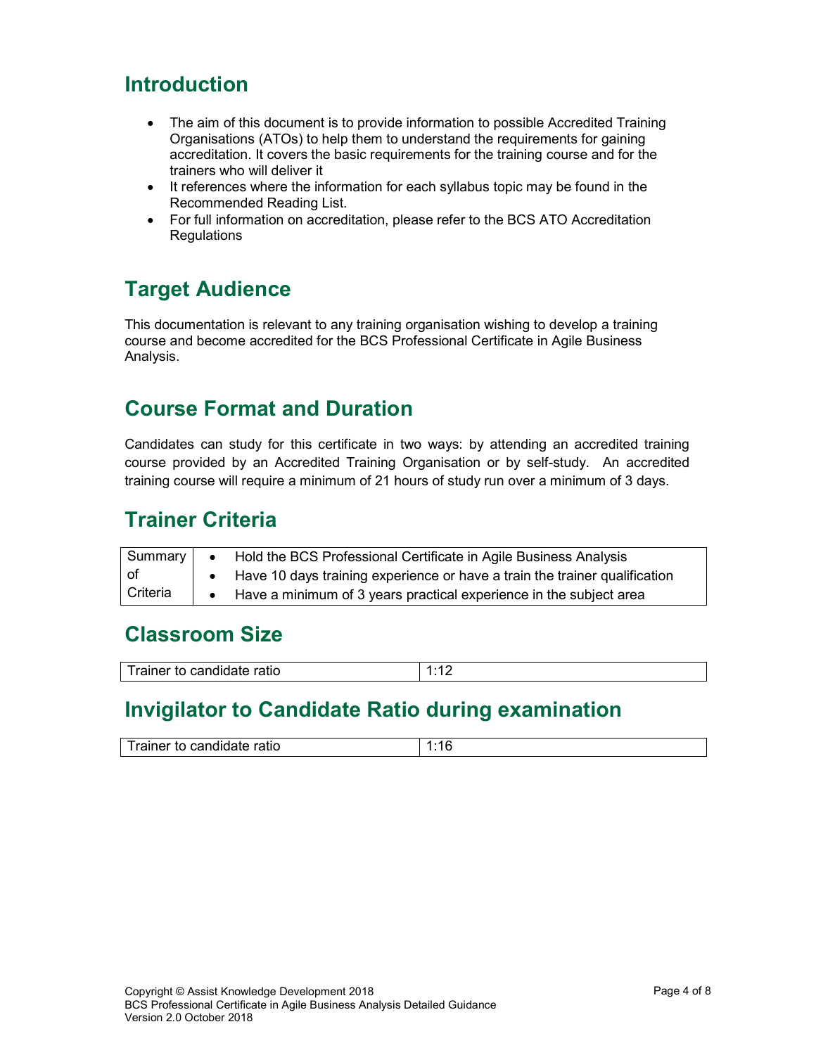## Introduction

- The aim of this document is to provide information to possible Accredited Training Organisations (ATOs) to help them to understand the requirements for gaining accreditation. It covers the basic requirements for the training course and for the trainers who will deliver it
- It references where the information for each syllabus topic may be found in the Recommended Reading List.
- For full information on accreditation, please refer to the BCS ATO Accreditation Regulations

## Target Audience

This documentation is relevant to any training organisation wishing to develop a training course and become accredited for the BCS Professional Certificate in Agile Business Analysis.

## Course Format and Duration

Candidates can study for this certificate in two ways: by attending an accredited training course provided by an Accredited Training Organisation or by self-study. An accredited training course will require a minimum of 21 hours of study run over a minimum of 3 days.

## Trainer Criteria

| Summary of Criteria | • Hold the BCS Professional Certificate in Agile Business Analysis<br>• Have 10 days training experience or have a train the trainer qualification<br>• Have a minimum of 3 years practical experience in the subject area |
|---|---|

## Classroom Size

| Trainer to candidate ratio | 1:12 |
|---|---|

## Invigilator to Candidate Ratio during examination

| Trainer to candidate ratio | 1:16 |
|---|---|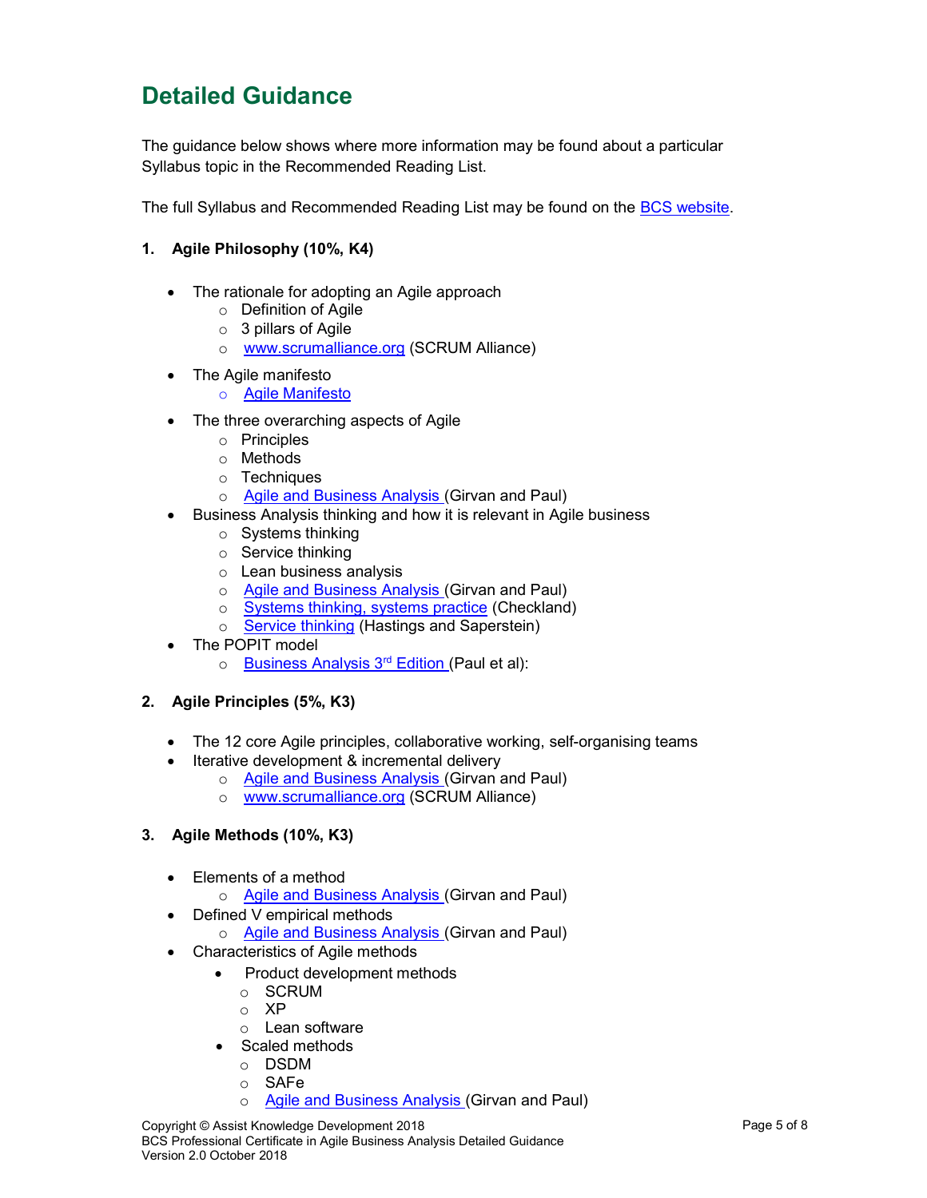# Detailed Guidance

The guidance below shows where more information may be found about a particular Syllabus topic in the Recommended Reading List.

The full Syllabus and Recommended Reading List may be found on the BCS website.

**1. Agile Philosophy (10%, K4)**

- The rationale for adopting an Agile approach
  - Definition of Agile
  - 3 pillars of Agile
  - www.scrumalliance.org (SCRUM Alliance)
- The Agile manifesto
  - Agile Manifesto
- The three overarching aspects of Agile
  - Principles
  - Methods
  - Techniques
  - Agile and Business Analysis (Girvan and Paul)
- Business Analysis thinking and how it is relevant in Agile business
  - Systems thinking
  - Service thinking
  - Lean business analysis
  - Agile and Business Analysis (Girvan and Paul)
  - Systems thinking, systems practice (Checkland)
  - Service thinking (Hastings and Saperstein)
- The POPIT model
  - Business Analysis 3rd Edition (Paul et al):

**2. Agile Principles (5%, K3)**

- The 12 core Agile principles, collaborative working, self-organising teams
- Iterative development & incremental delivery
  - Agile and Business Analysis (Girvan and Paul)
  - www.scrumalliance.org (SCRUM Alliance)

**3. Agile Methods (10%, K3)**

- Elements of a method
  - Agile and Business Analysis (Girvan and Paul)
- Defined V empirical methods
  - Agile and Business Analysis (Girvan and Paul)
- Characteristics of Agile methods
  - Product development methods
    - SCRUM
    - XP
    - Lean software
  - Scaled methods
    - DSDM
    - SAFe
    - Agile and Business Analysis (Girvan and Paul)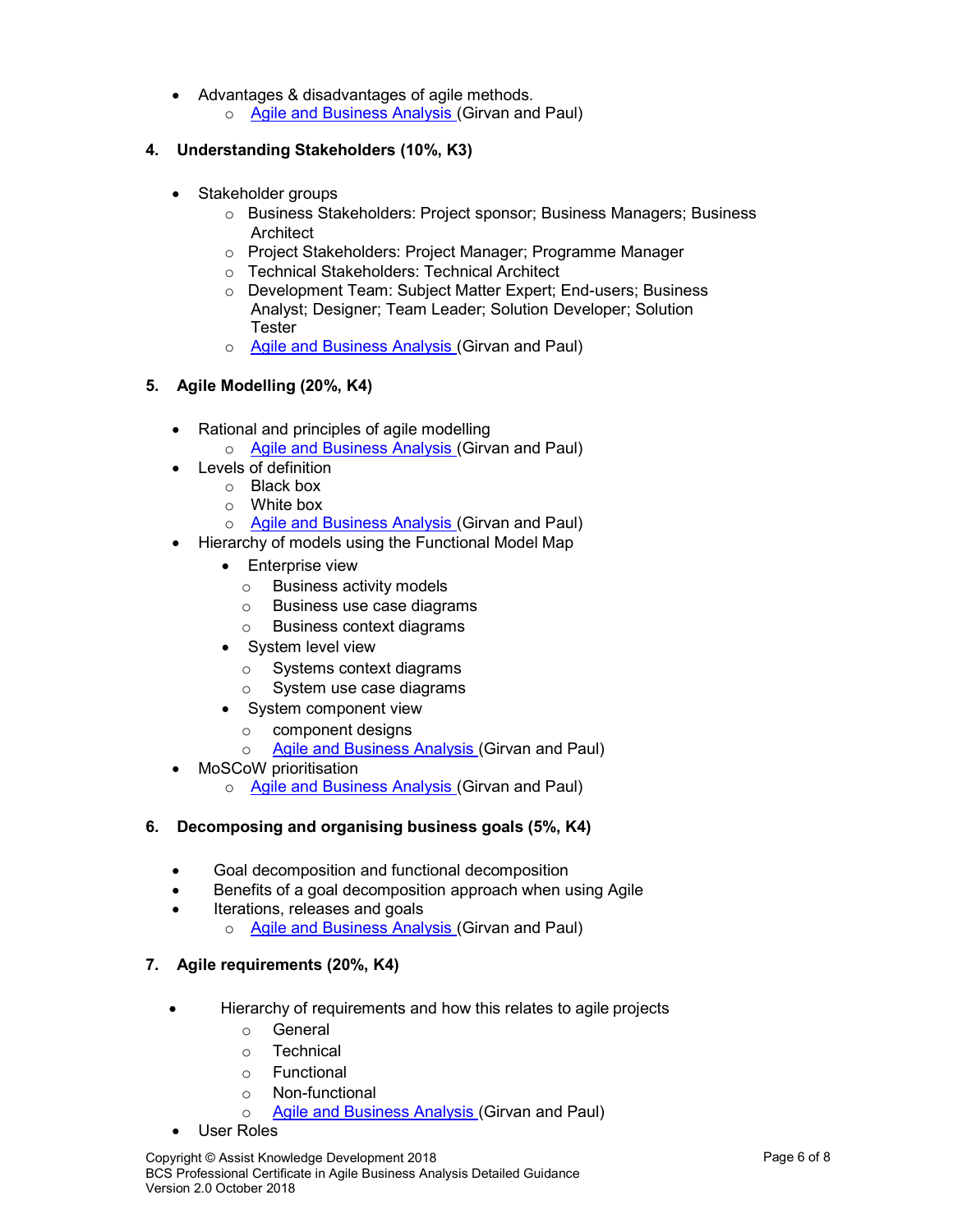- Advantages & disadvantages of agile methods.
  - Agile and Business Analysis (Girvan and Paul)

## 4. Understanding Stakeholders (10%, K3)

- Stakeholder groups
  - Business Stakeholders: Project sponsor; Business Managers; Business Architect
  - Project Stakeholders: Project Manager; Programme Manager
  - Technical Stakeholders: Technical Architect
  - Development Team: Subject Matter Expert; End-users; Business Analyst; Designer; Team Leader; Solution Developer; Solution Tester
  - Agile and Business Analysis (Girvan and Paul)

## 5. Agile Modelling (20%, K4)

- Rational and principles of agile modelling
  - Agile and Business Analysis (Girvan and Paul)
- Levels of definition
  - Black box
  - White box
  - Agile and Business Analysis (Girvan and Paul)
- Hierarchy of models using the Functional Model Map
  - Enterprise view
    - Business activity models
    - Business use case diagrams
    - Business context diagrams
  - System level view
    - Systems context diagrams
    - System use case diagrams
  - System component view
    - component designs
    - Agile and Business Analysis (Girvan and Paul)
- MoSCoW prioritisation
  - Agile and Business Analysis (Girvan and Paul)

## 6. Decomposing and organising business goals (5%, K4)

- Goal decomposition and functional decomposition
- Benefits of a goal decomposition approach when using Agile
- Iterations, releases and goals
  - Agile and Business Analysis (Girvan and Paul)

## 7. Agile requirements (20%, K4)

- Hierarchy of requirements and how this relates to agile projects
  - General
  - Technical
  - Functional
  - Non-functional
  - Agile and Business Analysis (Girvan and Paul)
- User Roles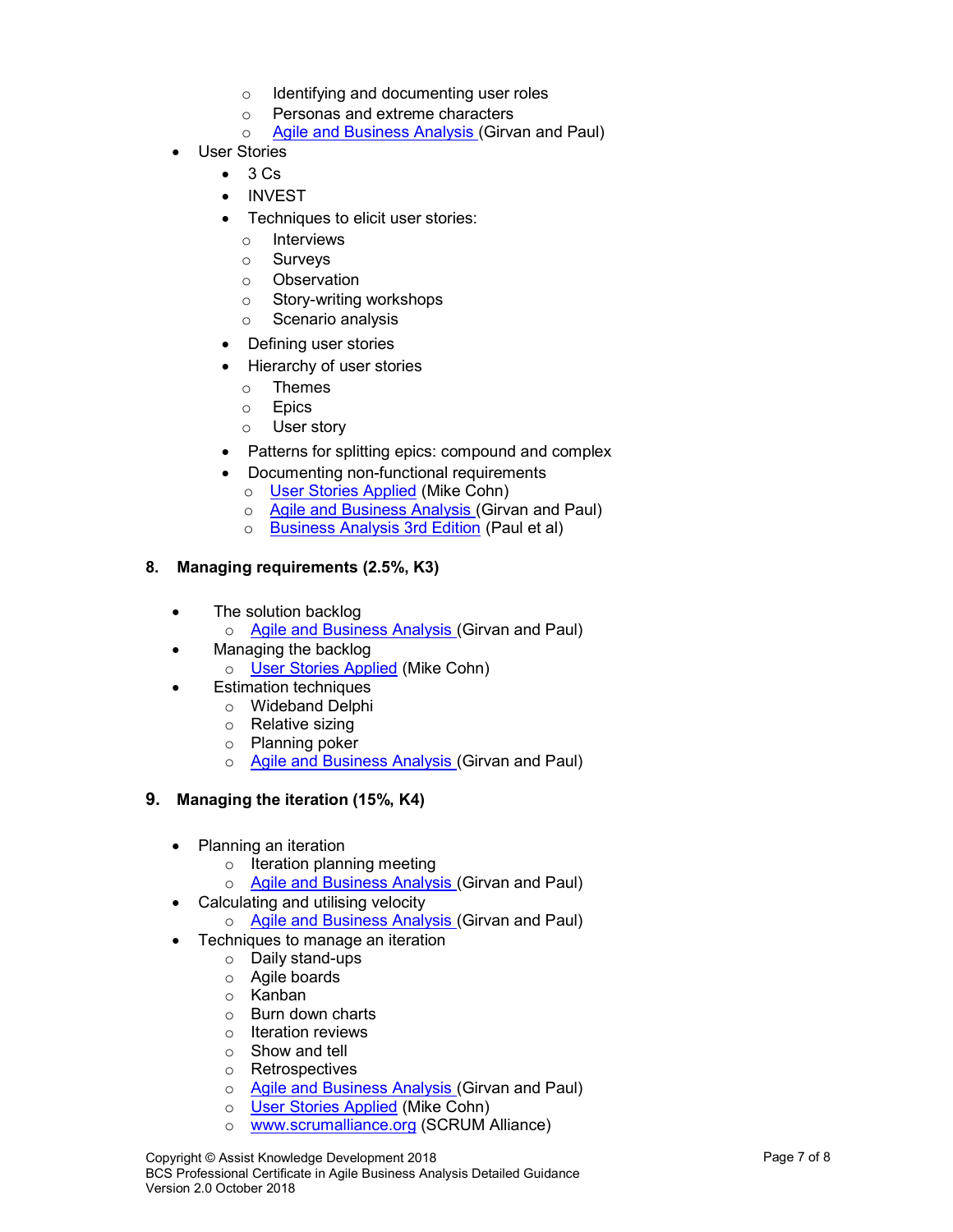- Identifying and documenting user roles
  - Personas and extreme characters
  - Agile and Business Analysis (Girvan and Paul)
- User Stories
  - 3 Cs
  - INVEST
  - Techniques to elicit user stories:
    - Interviews
    - Surveys
    - Observation
    - Story-writing workshops
    - Scenario analysis
  - Defining user stories
  - Hierarchy of user stories
    - Themes
    - Epics
    - User story
  - Patterns for splitting epics: compound and complex
  - Documenting non-functional requirements
    - User Stories Applied (Mike Cohn)
    - Agile and Business Analysis (Girvan and Paul)
    - Business Analysis 3rd Edition (Paul et al)

### 8. Managing requirements (2.5%, K3)

- The solution backlog
  - Agile and Business Analysis (Girvan and Paul)
- Managing the backlog
  - User Stories Applied (Mike Cohn)
- Estimation techniques
  - Wideband Delphi
  - Relative sizing
  - Planning poker
  - Agile and Business Analysis (Girvan and Paul)

### 9. Managing the iteration (15%, K4)

- Planning an iteration
  - Iteration planning meeting
  - Agile and Business Analysis (Girvan and Paul)
- Calculating and utilising velocity
  - Agile and Business Analysis (Girvan and Paul)
- Techniques to manage an iteration
  - Daily stand-ups
  - Agile boards
  - Kanban
  - Burn down charts
  - Iteration reviews
  - Show and tell
  - Retrospectives
  - Agile and Business Analysis (Girvan and Paul)
  - User Stories Applied (Mike Cohn)
  - www.scrumalliance.org (SCRUM Alliance)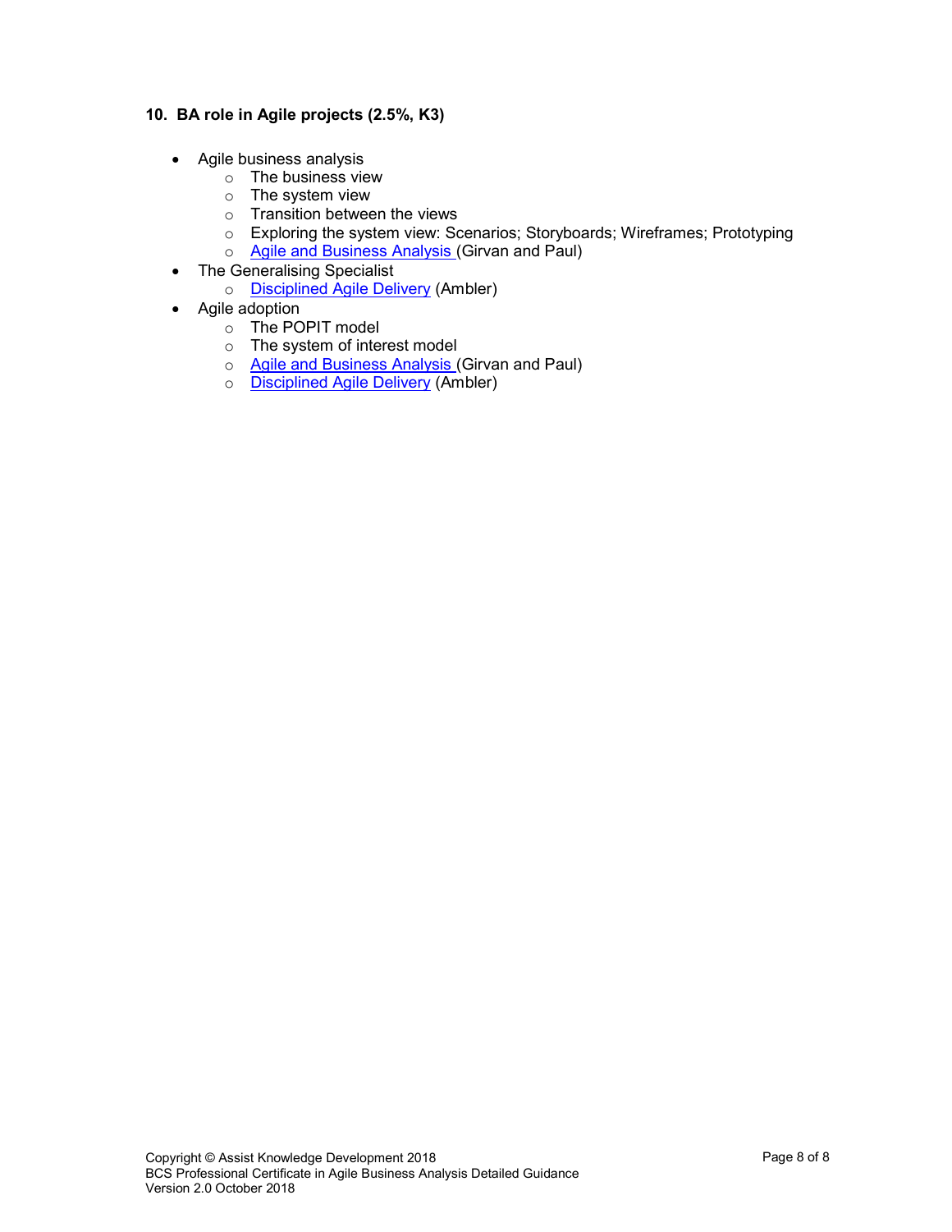**10. BA role in Agile projects (2.5%, K3)**

- Agile business analysis
  - The business view
  - The system view
  - Transition between the views
  - Exploring the system view: Scenarios; Storyboards; Wireframes; Prototyping
  - Agile and Business Analysis (Girvan and Paul)
- The Generalising Specialist
  - Disciplined Agile Delivery (Ambler)
- Agile adoption
  - The POPIT model
  - The system of interest model
  - Agile and Business Analysis (Girvan and Paul)
  - Disciplined Agile Delivery (Ambler)